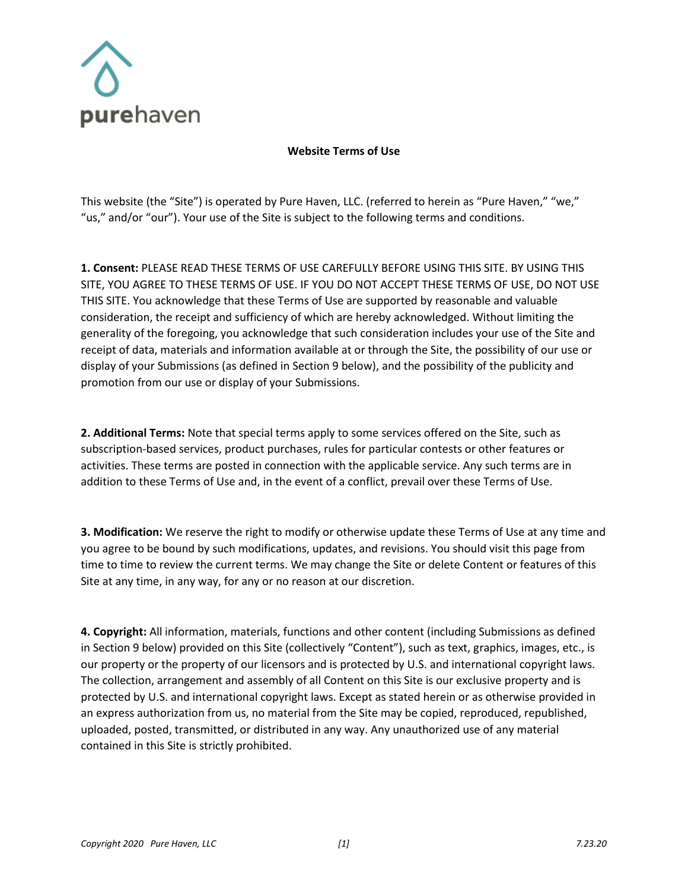purehaven

# Website Terms of Use

This website (the "Site") is operated by Pure Haven, LLC. (referred to herein as "Pure Haven," "we," "us," and/or "our"). Your use of the Site is subject to the following terms and conditions.

**1. Consent:** PLEASE READ THESE TERMS OF USE CAREFULLY BEFORE USING THIS SITE. BY USING THIS SITE, YOU AGREE TO THESE TERMS OF USE. IF YOU DO NOT ACCEPT THESE TERMS OF USE, DO NOT USE THIS SITE. You acknowledge that these Terms of Use are supported by reasonable and valuable consideration, the receipt and sufficiency of which are hereby acknowledged. Without limiting the generality of the foregoing, you acknowledge that such consideration includes your use of the Site and receipt of data, materials and information available at or through the Site, the possibility of our use or display of your Submissions (as defined in Section 9 below), and the possibility of the publicity and promotion from our use or display of your Submissions.

**2. Additional Terms:** Note that special terms apply to some services offered on the Site, such as subscription-based services, product purchases, rules for particular contests or other features or activities. These terms are posted in connection with the applicable service. Any such terms are in addition to these Terms of Use and, in the event of a conflict, prevail over these Terms of Use.

**3. Modification:** We reserve the right to modify or otherwise update these Terms of Use at any time and you agree to be bound by such modifications, updates, and revisions. You should visit this page from time to time to review the current terms. We may change the Site or delete Content or features of this Site at any time, in any way, for any or no reason at our discretion.

**4. Copyright:** All information, materials, functions and other content (including Submissions as defined in Section 9 below) provided on this Site (collectively "Content"), such as text, graphics, images, etc., is our property or the property of our licensors and is protected by U.S. and international copyright laws. The collection, arrangement and assembly of all Content on this Site is our exclusive property and is protected by U.S. and international copyright laws. Except as stated herein or as otherwise provided in an express authorization from us, no material from the Site may be copied, reproduced, republished, uploaded, posted, transmitted, or distributed in any way. Any unauthorized use of any material contained in this Site is strictly prohibited.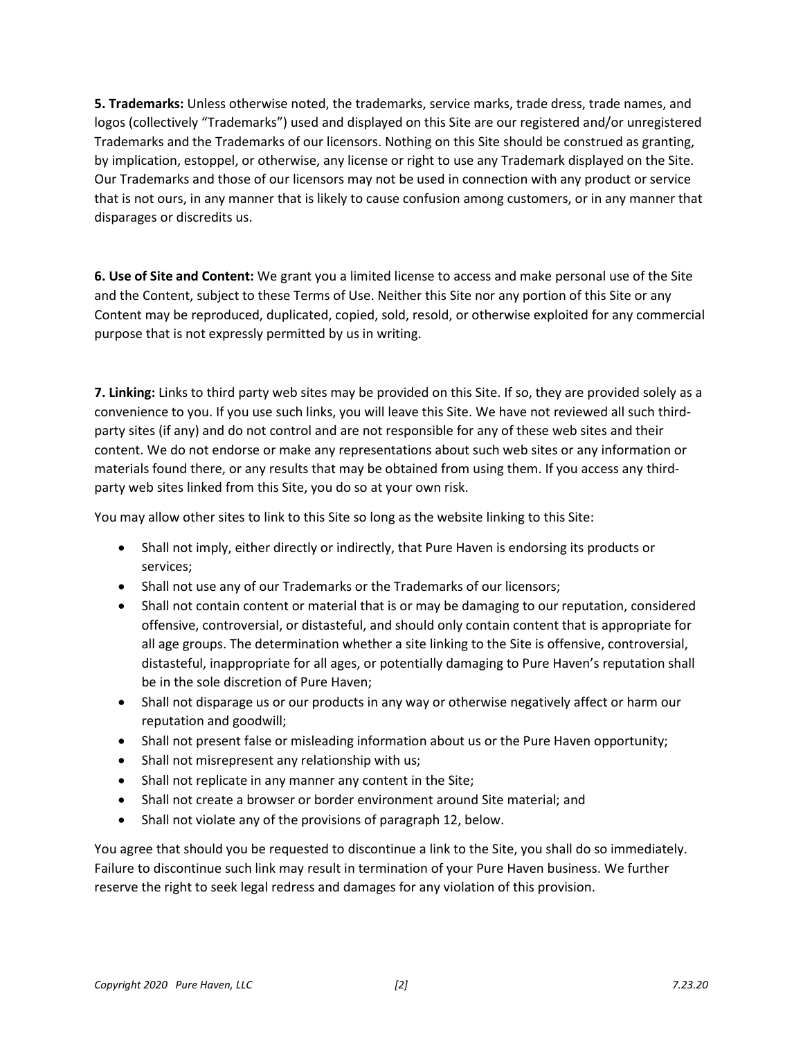**5. Trademarks:** Unless otherwise noted, the trademarks, service marks, trade dress, trade names, and logos (collectively "Trademarks") used and displayed on this Site are our registered and/or unregistered Trademarks and the Trademarks of our licensors. Nothing on this Site should be construed as granting, by implication, estoppel, or otherwise, any license or right to use any Trademark displayed on the Site. Our Trademarks and those of our licensors may not be used in connection with any product or service that is not ours, in any manner that is likely to cause confusion among customers, or in any manner that disparages or discredits us.

**6. Use of Site and Content:** We grant you a limited license to access and make personal use of the Site and the Content, subject to these Terms of Use. Neither this Site nor any portion of this Site or any Content may be reproduced, duplicated, copied, sold, resold, or otherwise exploited for any commercial purpose that is not expressly permitted by us in writing.

**7. Linking:** Links to third party web sites may be provided on this Site. If so, they are provided solely as a convenience to you. If you use such links, you will leave this Site. We have not reviewed all such third-party sites (if any) and do not control and are not responsible for any of these web sites and their content. We do not endorse or make any representations about such web sites or any information or materials found there, or any results that may be obtained from using them. If you access any third-party web sites linked from this Site, you do so at your own risk.

You may allow other sites to link to this Site so long as the website linking to this Site:

- Shall not imply, either directly or indirectly, that Pure Haven is endorsing its products or services;
- Shall not use any of our Trademarks or the Trademarks of our licensors;
- Shall not contain content or material that is or may be damaging to our reputation, considered offensive, controversial, or distasteful, and should only contain content that is appropriate for all age groups. The determination whether a site linking to the Site is offensive, controversial, distasteful, inappropriate for all ages, or potentially damaging to Pure Haven's reputation shall be in the sole discretion of Pure Haven;
- Shall not disparage us or our products in any way or otherwise negatively affect or harm our reputation and goodwill;
- Shall not present false or misleading information about us or the Pure Haven opportunity;
- Shall not misrepresent any relationship with us;
- Shall not replicate in any manner any content in the Site;
- Shall not create a browser or border environment around Site material; and
- Shall not violate any of the provisions of paragraph 12, below.

You agree that should you be requested to discontinue a link to the Site, you shall do so immediately. Failure to discontinue such link may result in termination of your Pure Haven business. We further reserve the right to seek legal redress and damages for any violation of this provision.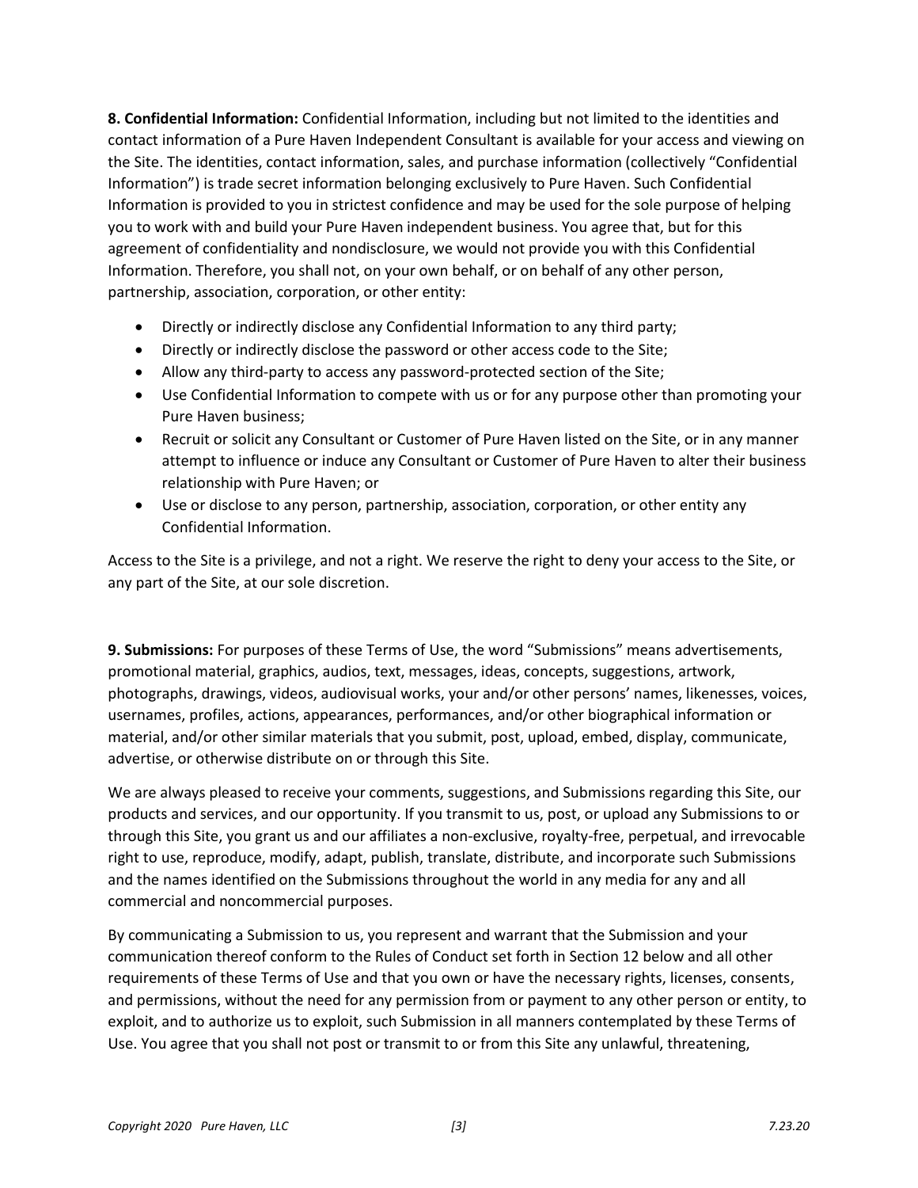**8. Confidential Information:** Confidential Information, including but not limited to the identities and contact information of a Pure Haven Independent Consultant is available for your access and viewing on the Site. The identities, contact information, sales, and purchase information (collectively "Confidential Information") is trade secret information belonging exclusively to Pure Haven. Such Confidential Information is provided to you in strictest confidence and may be used for the sole purpose of helping you to work with and build your Pure Haven independent business. You agree that, but for this agreement of confidentiality and nondisclosure, we would not provide you with this Confidential Information. Therefore, you shall not, on your own behalf, or on behalf of any other person, partnership, association, corporation, or other entity:

- Directly or indirectly disclose any Confidential Information to any third party;
- Directly or indirectly disclose the password or other access code to the Site;
- Allow any third-party to access any password-protected section of the Site;
- Use Confidential Information to compete with us or for any purpose other than promoting your Pure Haven business;
- Recruit or solicit any Consultant or Customer of Pure Haven listed on the Site, or in any manner attempt to influence or induce any Consultant or Customer of Pure Haven to alter their business relationship with Pure Haven; or
- Use or disclose to any person, partnership, association, corporation, or other entity any Confidential Information.

Access to the Site is a privilege, and not a right. We reserve the right to deny your access to the Site, or any part of the Site, at our sole discretion.

**9. Submissions:** For purposes of these Terms of Use, the word "Submissions" means advertisements, promotional material, graphics, audios, text, messages, ideas, concepts, suggestions, artwork, photographs, drawings, videos, audiovisual works, your and/or other persons' names, likenesses, voices, usernames, profiles, actions, appearances, performances, and/or other biographical information or material, and/or other similar materials that you submit, post, upload, embed, display, communicate, advertise, or otherwise distribute on or through this Site.

We are always pleased to receive your comments, suggestions, and Submissions regarding this Site, our products and services, and our opportunity. If you transmit to us, post, or upload any Submissions to or through this Site, you grant us and our affiliates a non-exclusive, royalty-free, perpetual, and irrevocable right to use, reproduce, modify, adapt, publish, translate, distribute, and incorporate such Submissions and the names identified on the Submissions throughout the world in any media for any and all commercial and noncommercial purposes.

By communicating a Submission to us, you represent and warrant that the Submission and your communication thereof conform to the Rules of Conduct set forth in Section 12 below and all other requirements of these Terms of Use and that you own or have the necessary rights, licenses, consents, and permissions, without the need for any permission from or payment to any other person or entity, to exploit, and to authorize us to exploit, such Submission in all manners contemplated by these Terms of Use. You agree that you shall not post or transmit to or from this Site any unlawful, threatening,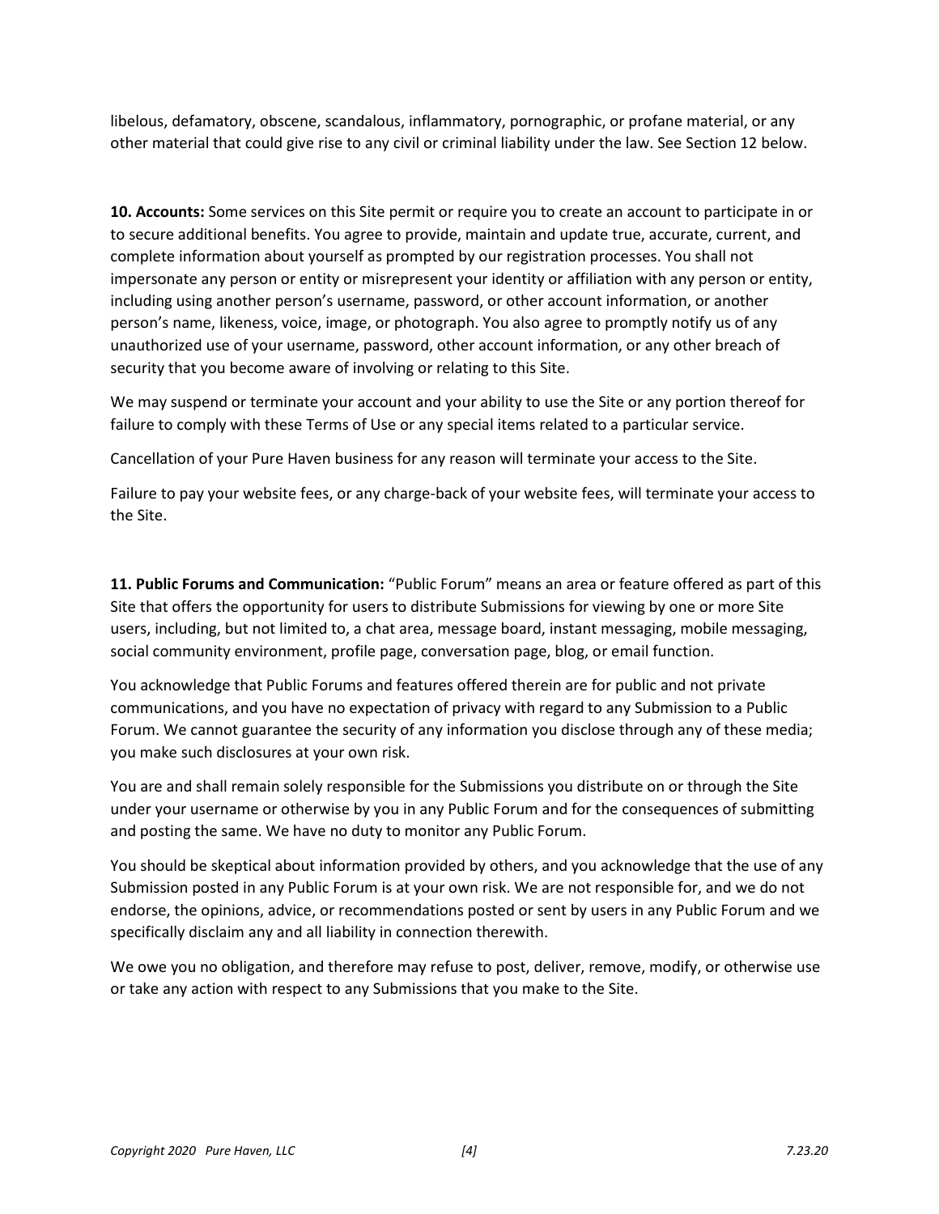libelous, defamatory, obscene, scandalous, inflammatory, pornographic, or profane material, or any other material that could give rise to any civil or criminal liability under the law. See Section 12 below.

**10. Accounts:** Some services on this Site permit or require you to create an account to participate in or to secure additional benefits. You agree to provide, maintain and update true, accurate, current, and complete information about yourself as prompted by our registration processes. You shall not impersonate any person or entity or misrepresent your identity or affiliation with any person or entity, including using another person's username, password, or other account information, or another person's name, likeness, voice, image, or photograph. You also agree to promptly notify us of any unauthorized use of your username, password, other account information, or any other breach of security that you become aware of involving or relating to this Site.

We may suspend or terminate your account and your ability to use the Site or any portion thereof for failure to comply with these Terms of Use or any special items related to a particular service.

Cancellation of your Pure Haven business for any reason will terminate your access to the Site.

Failure to pay your website fees, or any charge-back of your website fees, will terminate your access to the Site.

**11. Public Forums and Communication:** "Public Forum" means an area or feature offered as part of this Site that offers the opportunity for users to distribute Submissions for viewing by one or more Site users, including, but not limited to, a chat area, message board, instant messaging, mobile messaging, social community environment, profile page, conversation page, blog, or email function.

You acknowledge that Public Forums and features offered therein are for public and not private communications, and you have no expectation of privacy with regard to any Submission to a Public Forum. We cannot guarantee the security of any information you disclose through any of these media; you make such disclosures at your own risk.

You are and shall remain solely responsible for the Submissions you distribute on or through the Site under your username or otherwise by you in any Public Forum and for the consequences of submitting and posting the same. We have no duty to monitor any Public Forum.

You should be skeptical about information provided by others, and you acknowledge that the use of any Submission posted in any Public Forum is at your own risk. We are not responsible for, and we do not endorse, the opinions, advice, or recommendations posted or sent by users in any Public Forum and we specifically disclaim any and all liability in connection therewith.

We owe you no obligation, and therefore may refuse to post, deliver, remove, modify, or otherwise use or take any action with respect to any Submissions that you make to the Site.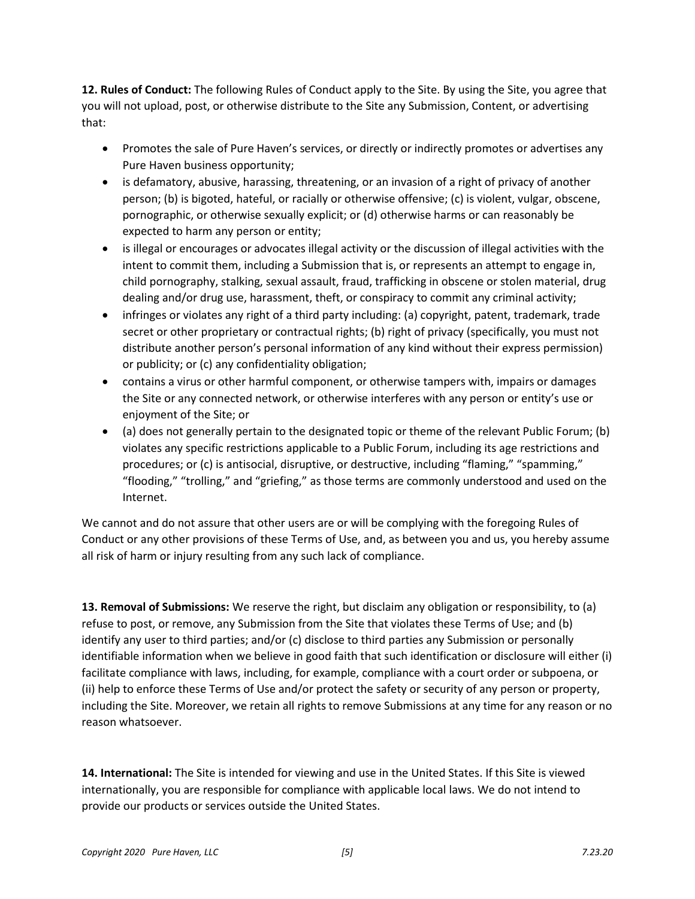**12. Rules of Conduct:** The following Rules of Conduct apply to the Site. By using the Site, you agree that you will not upload, post, or otherwise distribute to the Site any Submission, Content, or advertising that:

- Promotes the sale of Pure Haven's services, or directly or indirectly promotes or advertises any Pure Haven business opportunity;
- is defamatory, abusive, harassing, threatening, or an invasion of a right of privacy of another person; (b) is bigoted, hateful, or racially or otherwise offensive; (c) is violent, vulgar, obscene, pornographic, or otherwise sexually explicit; or (d) otherwise harms or can reasonably be expected to harm any person or entity;
- is illegal or encourages or advocates illegal activity or the discussion of illegal activities with the intent to commit them, including a Submission that is, or represents an attempt to engage in, child pornography, stalking, sexual assault, fraud, trafficking in obscene or stolen material, drug dealing and/or drug use, harassment, theft, or conspiracy to commit any criminal activity;
- infringes or violates any right of a third party including: (a) copyright, patent, trademark, trade secret or other proprietary or contractual rights; (b) right of privacy (specifically, you must not distribute another person's personal information of any kind without their express permission) or publicity; or (c) any confidentiality obligation;
- contains a virus or other harmful component, or otherwise tampers with, impairs or damages the Site or any connected network, or otherwise interferes with any person or entity's use or enjoyment of the Site; or
- (a) does not generally pertain to the designated topic or theme of the relevant Public Forum; (b) violates any specific restrictions applicable to a Public Forum, including its age restrictions and procedures; or (c) is antisocial, disruptive, or destructive, including "flaming," "spamming," "flooding," "trolling," and "griefing," as those terms are commonly understood and used on the Internet.

We cannot and do not assure that other users are or will be complying with the foregoing Rules of Conduct or any other provisions of these Terms of Use, and, as between you and us, you hereby assume all risk of harm or injury resulting from any such lack of compliance.

**13. Removal of Submissions:** We reserve the right, but disclaim any obligation or responsibility, to (a) refuse to post, or remove, any Submission from the Site that violates these Terms of Use; and (b) identify any user to third parties; and/or (c) disclose to third parties any Submission or personally identifiable information when we believe in good faith that such identification or disclosure will either (i) facilitate compliance with laws, including, for example, compliance with a court order or subpoena, or (ii) help to enforce these Terms of Use and/or protect the safety or security of any person or property, including the Site. Moreover, we retain all rights to remove Submissions at any time for any reason or no reason whatsoever.

**14. International:** The Site is intended for viewing and use in the United States. If this Site is viewed internationally, you are responsible for compliance with applicable local laws. We do not intend to provide our products or services outside the United States.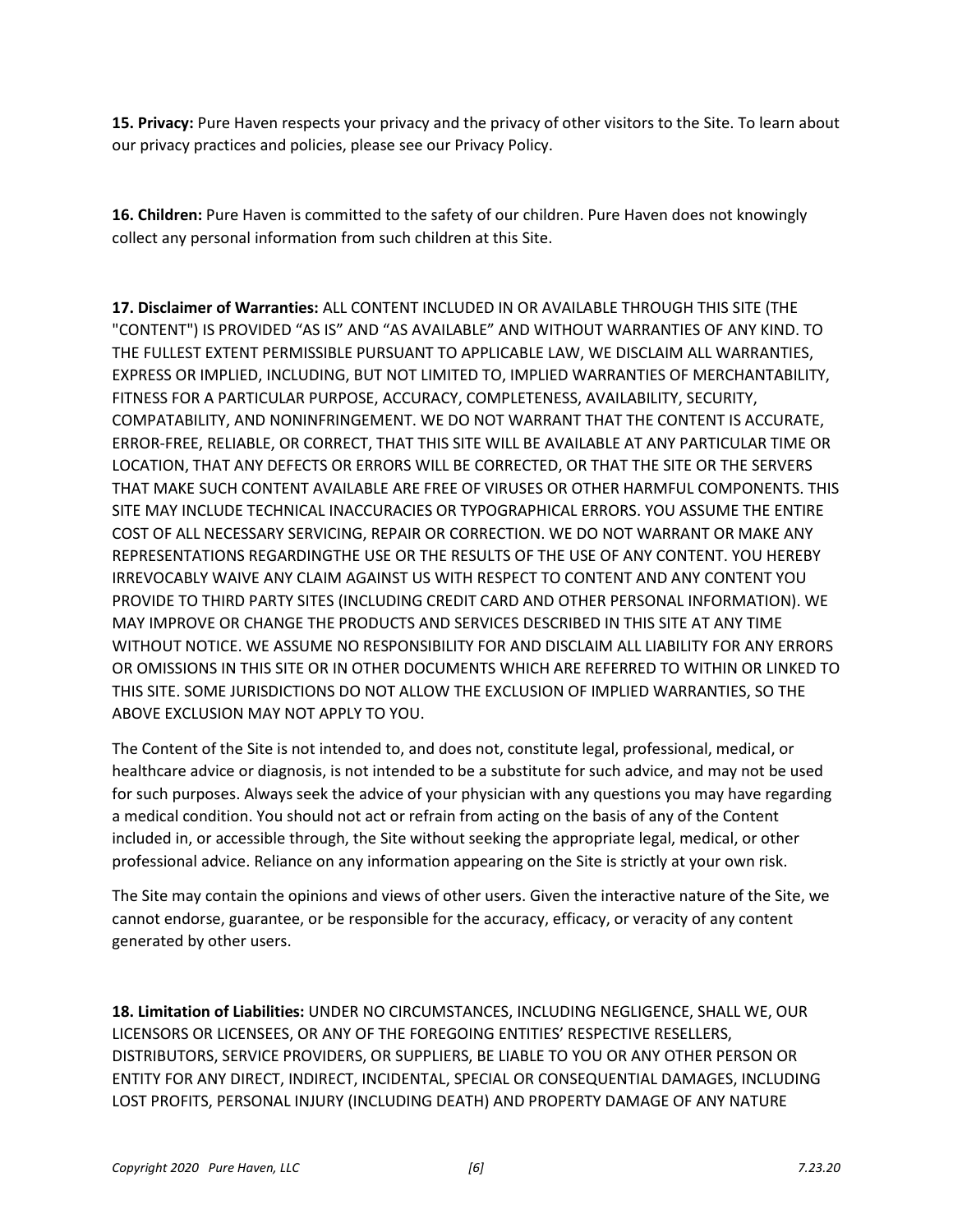**15. Privacy:** Pure Haven respects your privacy and the privacy of other visitors to the Site. To learn about our privacy practices and policies, please see our Privacy Policy.

**16. Children:** Pure Haven is committed to the safety of our children. Pure Haven does not knowingly collect any personal information from such children at this Site.

**17. Disclaimer of Warranties:** ALL CONTENT INCLUDED IN OR AVAILABLE THROUGH THIS SITE (THE "CONTENT") IS PROVIDED "AS IS" AND "AS AVAILABLE" AND WITHOUT WARRANTIES OF ANY KIND. TO THE FULLEST EXTENT PERMISSIBLE PURSUANT TO APPLICABLE LAW, WE DISCLAIM ALL WARRANTIES, EXPRESS OR IMPLIED, INCLUDING, BUT NOT LIMITED TO, IMPLIED WARRANTIES OF MERCHANTABILITY, FITNESS FOR A PARTICULAR PURPOSE, ACCURACY, COMPLETENESS, AVAILABILITY, SECURITY, COMPATABILITY, AND NONINFRINGEMENT. WE DO NOT WARRANT THAT THE CONTENT IS ACCURATE, ERROR-FREE, RELIABLE, OR CORRECT, THAT THIS SITE WILL BE AVAILABLE AT ANY PARTICULAR TIME OR LOCATION, THAT ANY DEFECTS OR ERRORS WILL BE CORRECTED, OR THAT THE SITE OR THE SERVERS THAT MAKE SUCH CONTENT AVAILABLE ARE FREE OF VIRUSES OR OTHER HARMFUL COMPONENTS. THIS SITE MAY INCLUDE TECHNICAL INACCURACIES OR TYPOGRAPHICAL ERRORS. YOU ASSUME THE ENTIRE COST OF ALL NECESSARY SERVICING, REPAIR OR CORRECTION. WE DO NOT WARRANT OR MAKE ANY REPRESENTATIONS REGARDINGTHE USE OR THE RESULTS OF THE USE OF ANY CONTENT. YOU HEREBY IRREVOCABLY WAIVE ANY CLAIM AGAINST US WITH RESPECT TO CONTENT AND ANY CONTENT YOU PROVIDE TO THIRD PARTY SITES (INCLUDING CREDIT CARD AND OTHER PERSONAL INFORMATION). WE MAY IMPROVE OR CHANGE THE PRODUCTS AND SERVICES DESCRIBED IN THIS SITE AT ANY TIME WITHOUT NOTICE. WE ASSUME NO RESPONSIBILITY FOR AND DISCLAIM ALL LIABILITY FOR ANY ERRORS OR OMISSIONS IN THIS SITE OR IN OTHER DOCUMENTS WHICH ARE REFERRED TO WITHIN OR LINKED TO THIS SITE. SOME JURISDICTIONS DO NOT ALLOW THE EXCLUSION OF IMPLIED WARRANTIES, SO THE ABOVE EXCLUSION MAY NOT APPLY TO YOU.

The Content of the Site is not intended to, and does not, constitute legal, professional, medical, or healthcare advice or diagnosis, is not intended to be a substitute for such advice, and may not be used for such purposes. Always seek the advice of your physician with any questions you may have regarding a medical condition. You should not act or refrain from acting on the basis of any of the Content included in, or accessible through, the Site without seeking the appropriate legal, medical, or other professional advice. Reliance on any information appearing on the Site is strictly at your own risk.

The Site may contain the opinions and views of other users. Given the interactive nature of the Site, we cannot endorse, guarantee, or be responsible for the accuracy, efficacy, or veracity of any content generated by other users.

**18. Limitation of Liabilities:** UNDER NO CIRCUMSTANCES, INCLUDING NEGLIGENCE, SHALL WE, OUR LICENSORS OR LICENSEES, OR ANY OF THE FOREGOING ENTITIES' RESPECTIVE RESELLERS, DISTRIBUTORS, SERVICE PROVIDERS, OR SUPPLIERS, BE LIABLE TO YOU OR ANY OTHER PERSON OR ENTITY FOR ANY DIRECT, INDIRECT, INCIDENTAL, SPECIAL OR CONSEQUENTIAL DAMAGES, INCLUDING LOST PROFITS, PERSONAL INJURY (INCLUDING DEATH) AND PROPERTY DAMAGE OF ANY NATURE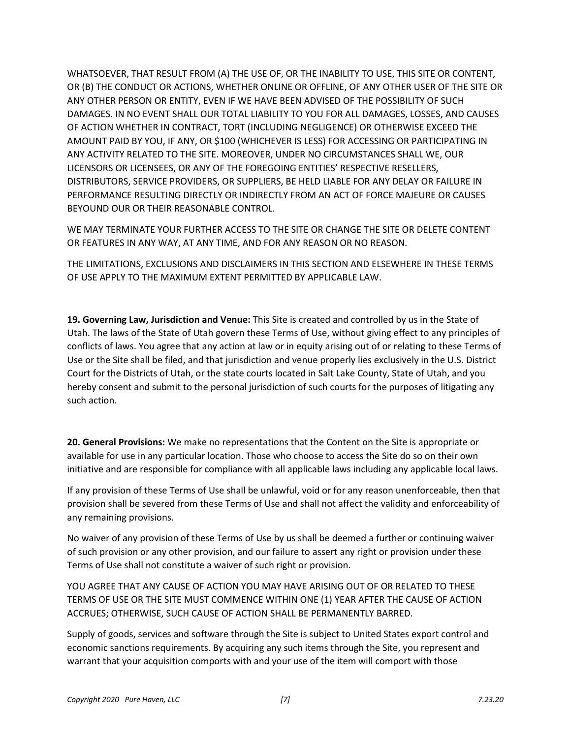WHATSOEVER, THAT RESULT FROM (A) THE USE OF, OR THE INABILITY TO USE, THIS SITE OR CONTENT, OR (B) THE CONDUCT OR ACTIONS, WHETHER ONLINE OR OFFLINE, OF ANY OTHER USER OF THE SITE OR ANY OTHER PERSON OR ENTITY, EVEN IF WE HAVE BEEN ADVISED OF THE POSSIBILITY OF SUCH DAMAGES. IN NO EVENT SHALL OUR TOTAL LIABILITY TO YOU FOR ALL DAMAGES, LOSSES, AND CAUSES OF ACTION WHETHER IN CONTRACT, TORT (INCLUDING NEGLIGENCE) OR OTHERWISE EXCEED THE AMOUNT PAID BY YOU, IF ANY, OR $100 (WHICHEVER IS LESS) FOR ACCESSING OR PARTICIPATING IN ANY ACTIVITY RELATED TO THE SITE. MOREOVER, UNDER NO CIRCUMSTANCES SHALL WE, OUR LICENSORS OR LICENSEES, OR ANY OF THE FOREGOING ENTITIES' RESPECTIVE RESELLERS, DISTRIBUTORS, SERVICE PROVIDERS, OR SUPPLIERS, BE HELD LIABLE FOR ANY DELAY OR FAILURE IN PERFORMANCE RESULTING DIRECTLY OR INDIRECTLY FROM AN ACT OF FORCE MAJEURE OR CAUSES BEYOUND OUR OR THEIR REASONABLE CONTROL.

WE MAY TERMINATE YOUR FURTHER ACCESS TO THE SITE OR CHANGE THE SITE OR DELETE CONTENT OR FEATURES IN ANY WAY, AT ANY TIME, AND FOR ANY REASON OR NO REASON.

THE LIMITATIONS, EXCLUSIONS AND DISCLAIMERS IN THIS SECTION AND ELSEWHERE IN THESE TERMS OF USE APPLY TO THE MAXIMUM EXTENT PERMITTED BY APPLICABLE LAW.

**19. Governing Law, Jurisdiction and Venue:** This Site is created and controlled by us in the State of Utah. The laws of the State of Utah govern these Terms of Use, without giving effect to any principles of conflicts of laws. You agree that any action at law or in equity arising out of or relating to these Terms of Use or the Site shall be filed, and that jurisdiction and venue properly lies exclusively in the U.S. District Court for the Districts of Utah, or the state courts located in Salt Lake County, State of Utah, and you hereby consent and submit to the personal jurisdiction of such courts for the purposes of litigating any such action.

**20. General Provisions:** We make no representations that the Content on the Site is appropriate or available for use in any particular location. Those who choose to access the Site do so on their own initiative and are responsible for compliance with all applicable laws including any applicable local laws.

If any provision of these Terms of Use shall be unlawful, void or for any reason unenforceable, then that provision shall be severed from these Terms of Use and shall not affect the validity and enforceability of any remaining provisions.

No waiver of any provision of these Terms of Use by us shall be deemed a further or continuing waiver of such provision or any other provision, and our failure to assert any right or provision under these Terms of Use shall not constitute a waiver of such right or provision.

YOU AGREE THAT ANY CAUSE OF ACTION YOU MAY HAVE ARISING OUT OF OR RELATED TO THESE TERMS OF USE OR THE SITE MUST COMMENCE WITHIN ONE (1) YEAR AFTER THE CAUSE OF ACTION ACCRUES; OTHERWISE, SUCH CAUSE OF ACTION SHALL BE PERMANENTLY BARRED.

Supply of goods, services and software through the Site is subject to United States export control and economic sanctions requirements. By acquiring any such items through the Site, you represent and warrant that your acquisition comports with and your use of the item will comport with those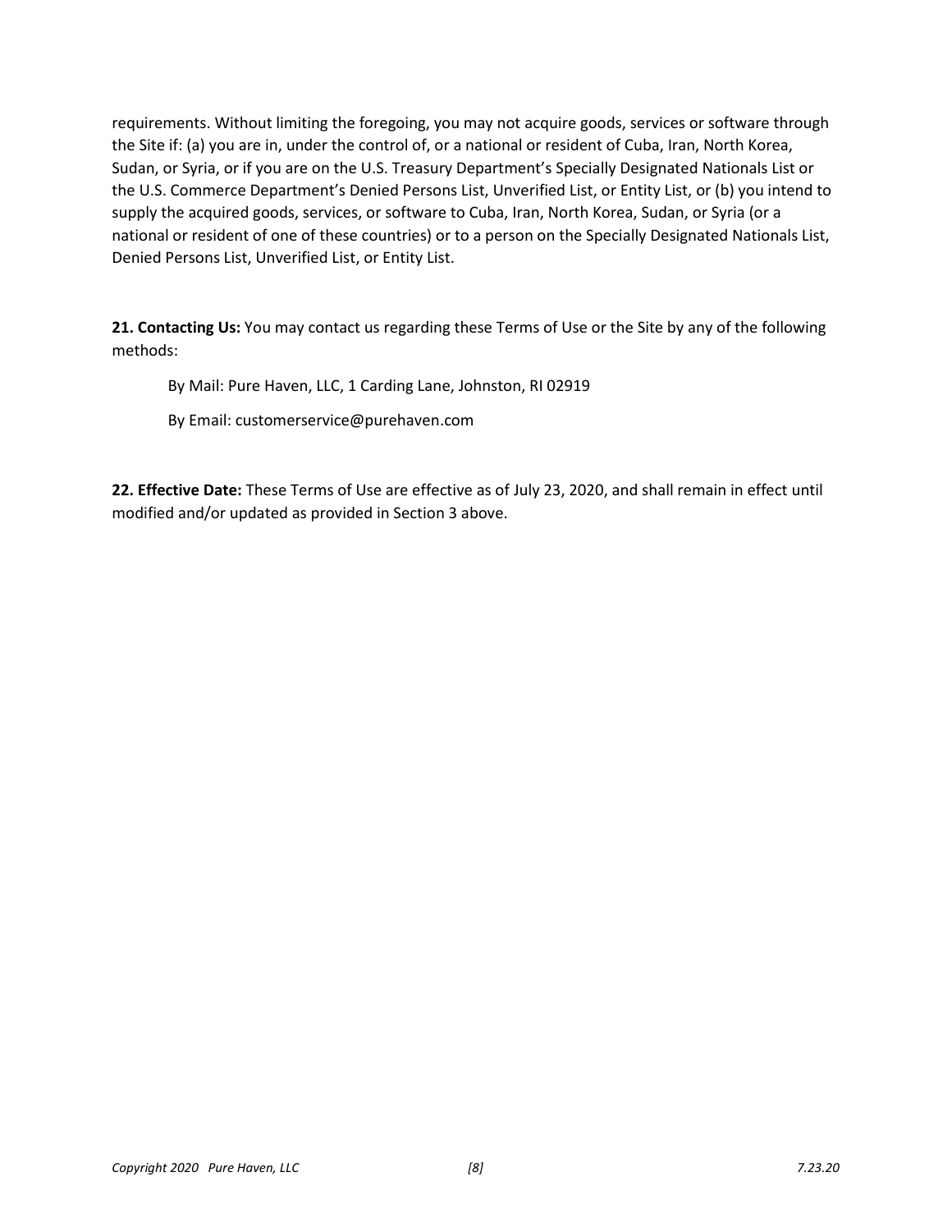requirements. Without limiting the foregoing, you may not acquire goods, services or software through the Site if: (a) you are in, under the control of, or a national or resident of Cuba, Iran, North Korea, Sudan, or Syria, or if you are on the U.S. Treasury Department's Specially Designated Nationals List or the U.S. Commerce Department's Denied Persons List, Unverified List, or Entity List, or (b) you intend to supply the acquired goods, services, or software to Cuba, Iran, North Korea, Sudan, or Syria (or a national or resident of one of these countries) or to a person on the Specially Designated Nationals List, Denied Persons List, Unverified List, or Entity List.

**21. Contacting Us:** You may contact us regarding these Terms of Use or the Site by any of the following methods:

By Mail: Pure Haven, LLC, 1 Carding Lane, Johnston, RI 02919

By Email: customerservice@purehaven.com

**22. Effective Date:** These Terms of Use are effective as of July 23, 2020, and shall remain in effect until modified and/or updated as provided in Section 3 above.